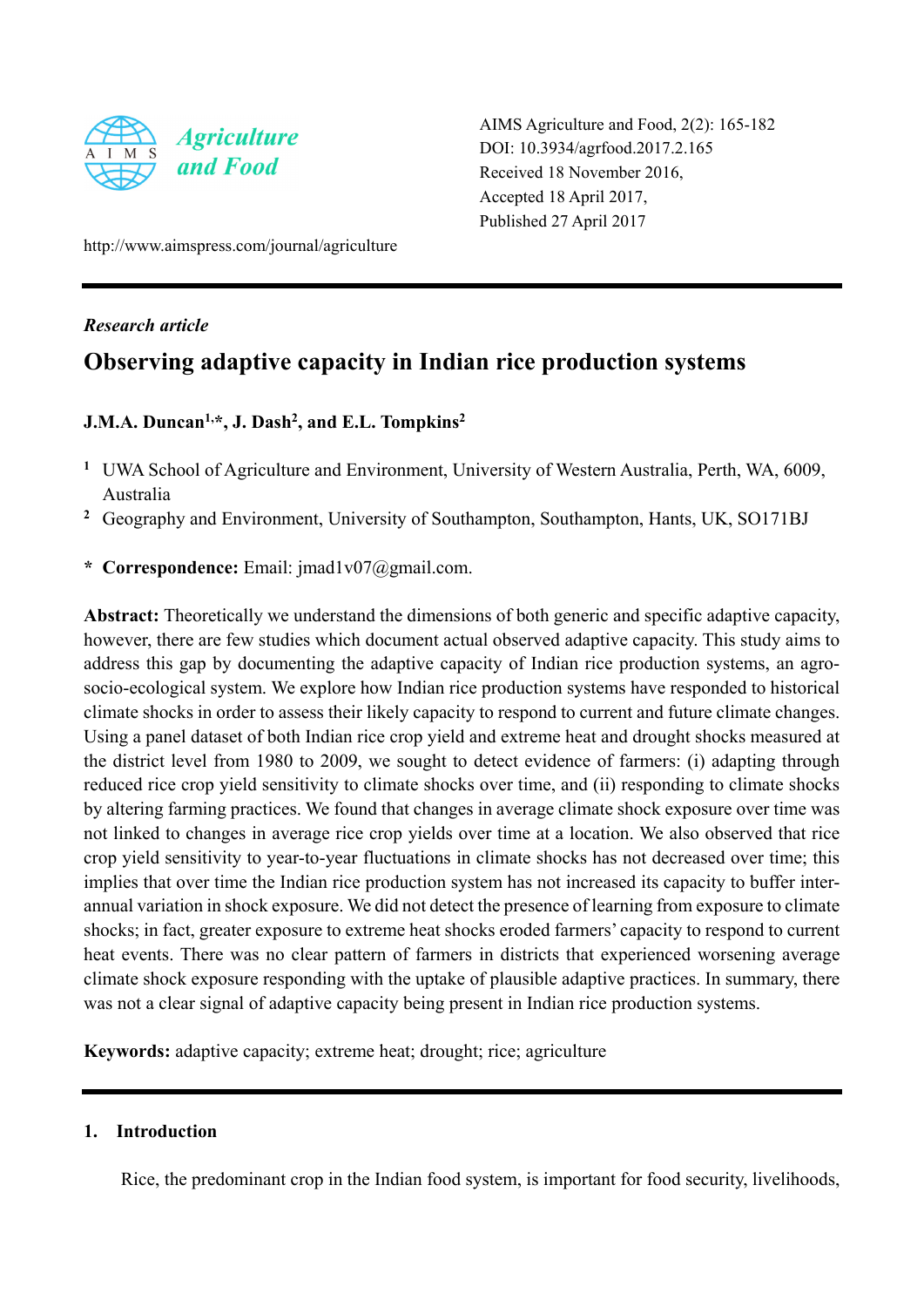Agriculture and Food

AIMS Agriculture and Food, 2(2): 165-182
DOI: 10.3934/agrfood.2017.2.165
Received 18 November 2016,
Accepted 18 April 2017,
Published 27 April 2017

http://www.aimspress.com/journal/agriculture

*Research article*

# Observing adaptive capacity in Indian rice production systems

**J.M.A. Duncan[1,*], J. Dash[2], and E.L. Tompkins[2]**

[1] UWA School of Agriculture and Environment, University of Western Australia, Perth, WA, 6009, Australia

[2] Geography and Environment, University of Southampton, Southampton, Hants, UK, SO171BJ

\* **Correspondence:** Email: jmad1v07@gmail.com.

**Abstract:** Theoretically we understand the dimensions of both generic and specific adaptive capacity, however, there are few studies which document actual observed adaptive capacity. This study aims to address this gap by documenting the adaptive capacity of Indian rice production systems, an agro-socio-ecological system. We explore how Indian rice production systems have responded to historical climate shocks in order to assess their likely capacity to respond to current and future climate changes. Using a panel dataset of both Indian rice crop yield and extreme heat and drought shocks measured at the district level from 1980 to 2009, we sought to detect evidence of farmers: (i) adapting through reduced rice crop yield sensitivity to climate shocks over time, and (ii) responding to climate shocks by altering farming practices. We found that changes in average climate shock exposure over time was not linked to changes in average rice crop yields over time at a location. We also observed that rice crop yield sensitivity to year-to-year fluctuations in climate shocks has not decreased over time; this implies that over time the Indian rice production system has not increased its capacity to buffer inter-annual variation in shock exposure. We did not detect the presence of learning from exposure to climate shocks; in fact, greater exposure to extreme heat shocks eroded farmers' capacity to respond to current heat events. There was no clear pattern of farmers in districts that experienced worsening average climate shock exposure responding with the uptake of plausible adaptive practices. In summary, there was not a clear signal of adaptive capacity being present in Indian rice production systems.

**Keywords:** adaptive capacity; extreme heat; drought; rice; agriculture

## 1. Introduction

Rice, the predominant crop in the Indian food system, is important for food security, livelihoods,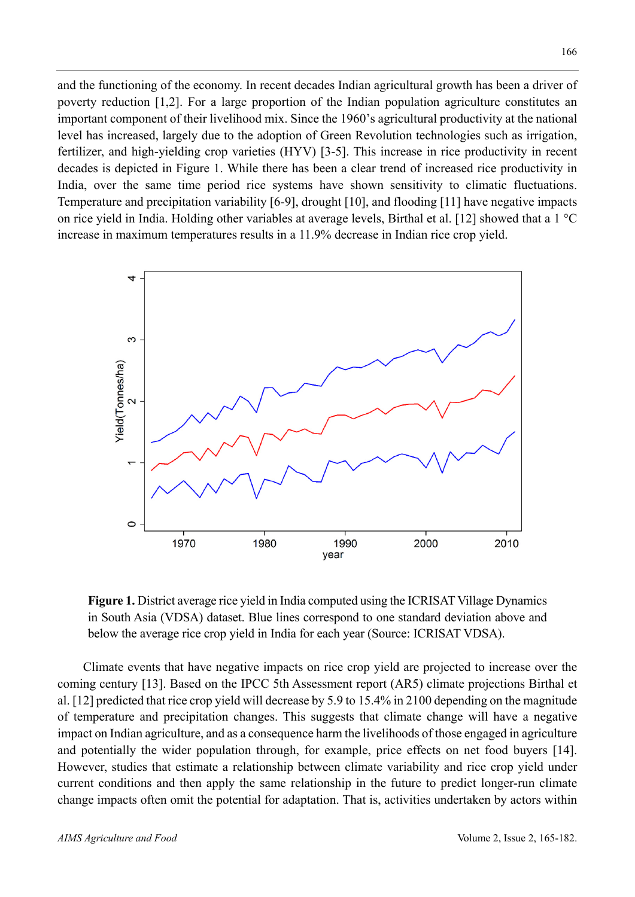and the functioning of the economy. In recent decades Indian agricultural growth has been a driver of poverty reduction [1,2]. For a large proportion of the Indian population agriculture constitutes an important component of their livelihood mix. Since the 1960's agricultural productivity at the national level has increased, largely due to the adoption of Green Revolution technologies such as irrigation, fertilizer, and high-yielding crop varieties (HYV) [3-5]. This increase in rice productivity in recent decades is depicted in Figure 1. While there has been a clear trend of increased rice productivity in India, over the same time period rice systems have shown sensitivity to climatic fluctuations. Temperature and precipitation variability [6-9], drought [10], and flooding [11] have negative impacts on rice yield in India. Holding other variables at average levels, Birthal et al. [12] showed that a 1 °C increase in maximum temperatures results in a 11.9% decrease in Indian rice crop yield.

Yield(Tonnes/ha)
0
1
2
3
4
1970
1980
1990
2000
2010
year

**Figure 1.** District average rice yield in India computed using the ICRISAT Village Dynamics in South Asia (VDSA) dataset. Blue lines correspond to one standard deviation above and below the average rice crop yield in India for each year (Source: ICRISAT VDSA).

Climate events that have negative impacts on rice crop yield are projected to increase over the coming century [13]. Based on the IPCC 5th Assessment report (AR5) climate projections Birthal et al. [12] predicted that rice crop yield will decrease by 5.9 to 15.4% in 2100 depending on the magnitude of temperature and precipitation changes. This suggests that climate change will have a negative impact on Indian agriculture, and as a consequence harm the livelihoods of those engaged in agriculture and potentially the wider population through, for example, price effects on net food buyers [14]. However, studies that estimate a relationship between climate variability and rice crop yield under current conditions and then apply the same relationship in the future to predict longer-run climate change impacts often omit the potential for adaptation. That is, activities undertaken by actors within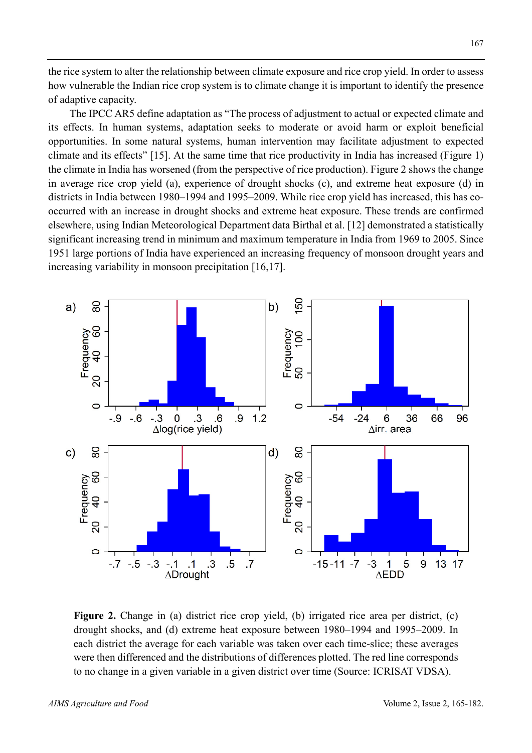the rice system to alter the relationship between climate exposure and rice crop yield. In order to assess how vulnerable the Indian rice crop system is to climate change it is important to identify the presence of adaptive capacity.

The IPCC AR5 define adaptation as "The process of adjustment to actual or expected climate and its effects. In human systems, adaptation seeks to moderate or avoid harm or exploit beneficial opportunities. In some natural systems, human intervention may facilitate adjustment to expected climate and its effects" [15]. At the same time that rice productivity in India has increased (Figure 1) the climate in India has worsened (from the perspective of rice production). Figure 2 shows the change in average rice crop yield (a), experience of drought shocks (c), and extreme heat exposure (d) in districts in India between 1980–1994 and 1995–2009. While rice crop yield has increased, this has co-occurred with an increase in drought shocks and extreme heat exposure. These trends are confirmed elsewhere, using Indian Meteorological Department data Birthal et al. [12] demonstrated a statistically significant increasing trend in minimum and maximum temperature in India from 1969 to 2005. Since 1951 large portions of India have experienced an increasing frequency of monsoon drought years and increasing variability in monsoon precipitation [16,17].

a)
Frequency
0 20 40 60 80
-.9 -.6 -.3 0 .3 .6 .9 1.2
Δlog(rice yield)

b)
Frequency
0 50 100 150
-54 -24 6 36 66 96
Δirr. area

c)
Frequency
0 20 40 60 80
-.7 -.5 -.3 -.1 .1 .3 .5 .7
ΔDrought

d)
Frequency
0 20 40 60 80
-15 -11 -7 -3 1 5 9 13 17
ΔEDD

**Figure 2.** Change in (a) district rice crop yield, (b) irrigated rice area per district, (c) drought shocks, and (d) extreme heat exposure between 1980–1994 and 1995–2009. In each district the average for each variable was taken over each time-slice; these averages were then differenced and the distributions of differences plotted. The red line corresponds to no change in a given variable in a given district over time (Source: ICRISAT VDSA).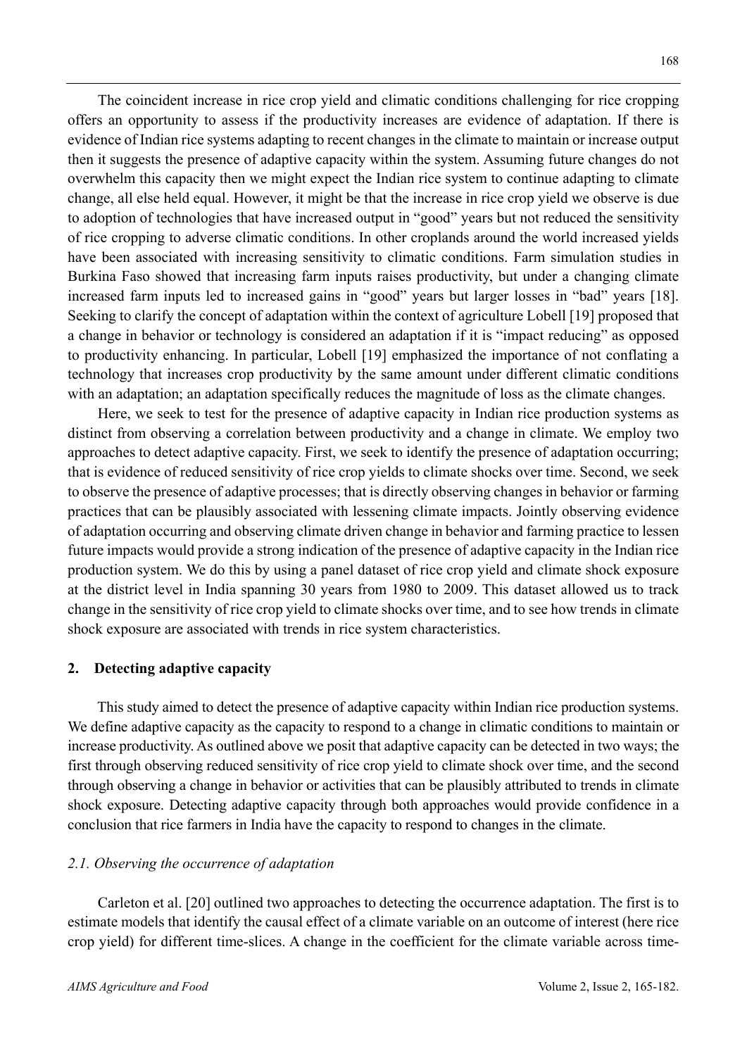The coincident increase in rice crop yield and climatic conditions challenging for rice cropping offers an opportunity to assess if the productivity increases are evidence of adaptation. If there is evidence of Indian rice systems adapting to recent changes in the climate to maintain or increase output then it suggests the presence of adaptive capacity within the system. Assuming future changes do not overwhelm this capacity then we might expect the Indian rice system to continue adapting to climate change, all else held equal. However, it might be that the increase in rice crop yield we observe is due to adoption of technologies that have increased output in "good" years but not reduced the sensitivity of rice cropping to adverse climatic conditions. In other croplands around the world increased yields have been associated with increasing sensitivity to climatic conditions. Farm simulation studies in Burkina Faso showed that increasing farm inputs raises productivity, but under a changing climate increased farm inputs led to increased gains in "good" years but larger losses in "bad" years [18]. Seeking to clarify the concept of adaptation within the context of agriculture Lobell [19] proposed that a change in behavior or technology is considered an adaptation if it is "impact reducing" as opposed to productivity enhancing. In particular, Lobell [19] emphasized the importance of not conflating a technology that increases crop productivity by the same amount under different climatic conditions with an adaptation; an adaptation specifically reduces the magnitude of loss as the climate changes.

Here, we seek to test for the presence of adaptive capacity in Indian rice production systems as distinct from observing a correlation between productivity and a change in climate. We employ two approaches to detect adaptive capacity. First, we seek to identify the presence of adaptation occurring; that is evidence of reduced sensitivity of rice crop yields to climate shocks over time. Second, we seek to observe the presence of adaptive processes; that is directly observing changes in behavior or farming practices that can be plausibly associated with lessening climate impacts. Jointly observing evidence of adaptation occurring and observing climate driven change in behavior and farming practice to lessen future impacts would provide a strong indication of the presence of adaptive capacity in the Indian rice production system. We do this by using a panel dataset of rice crop yield and climate shock exposure at the district level in India spanning 30 years from 1980 to 2009. This dataset allowed us to track change in the sensitivity of rice crop yield to climate shocks over time, and to see how trends in climate shock exposure are associated with trends in rice system characteristics.

## 2. Detecting adaptive capacity

This study aimed to detect the presence of adaptive capacity within Indian rice production systems. We define adaptive capacity as the capacity to respond to a change in climatic conditions to maintain or increase productivity. As outlined above we posit that adaptive capacity can be detected in two ways; the first through observing reduced sensitivity of rice crop yield to climate shock over time, and the second through observing a change in behavior or activities that can be plausibly attributed to trends in climate shock exposure. Detecting adaptive capacity through both approaches would provide confidence in a conclusion that rice farmers in India have the capacity to respond to changes in the climate.

### *2.1. Observing the occurrence of adaptation*

Carleton et al. [20] outlined two approaches to detecting the occurrence adaptation. The first is to estimate models that identify the causal effect of a climate variable on an outcome of interest (here rice crop yield) for different time-slices. A change in the coefficient for the climate variable across time-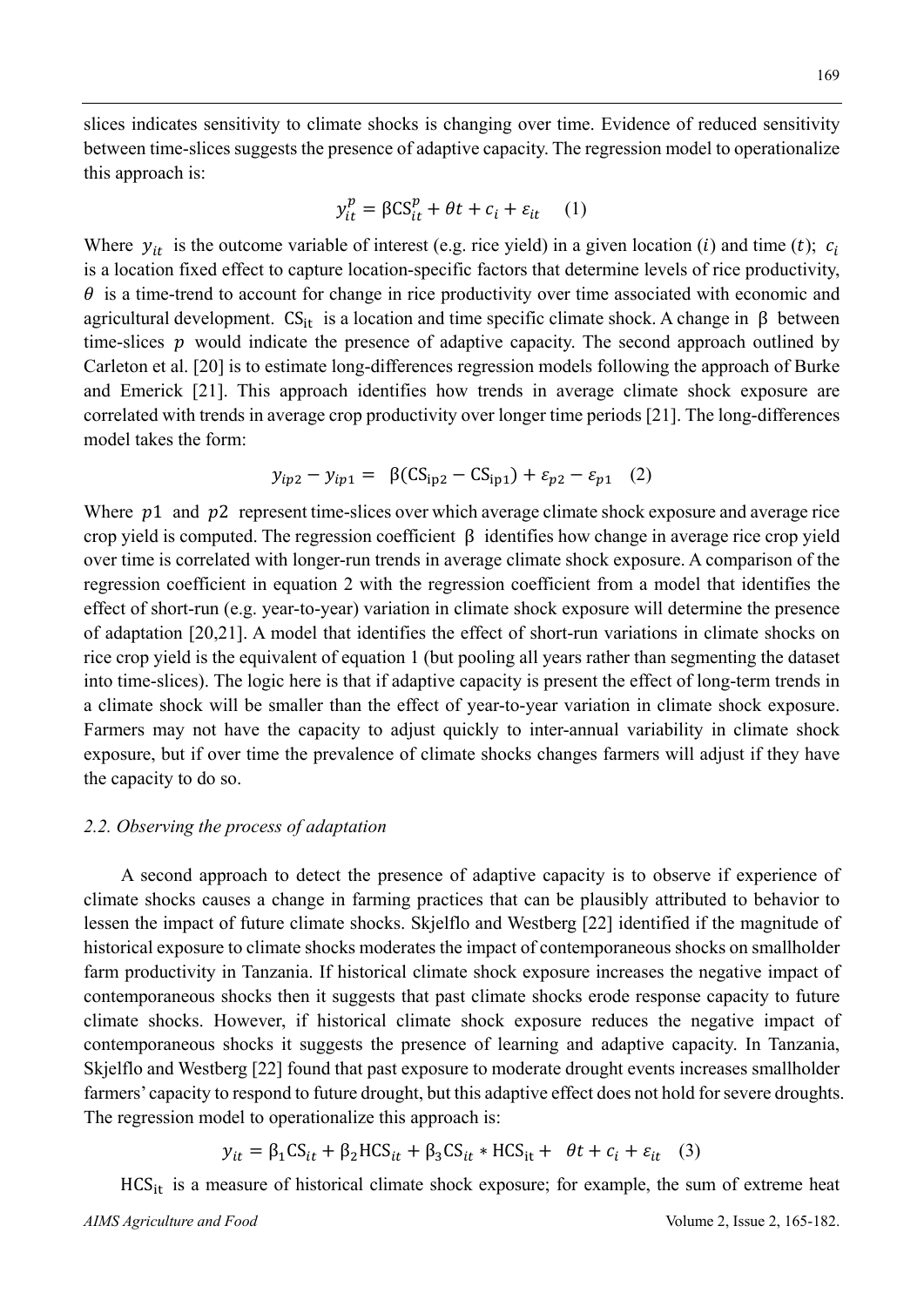slices indicates sensitivity to climate shocks is changing over time. Evidence of reduced sensitivity between time-slices suggests the presence of adaptive capacity. The regression model to operationalize this approach is:

$$y_{it}^{p} = \beta \mathrm{CS}_{it}^{p} + \theta t + c_i + \varepsilon_{it} \quad (1)$$

Where $y_{it}$ is the outcome variable of interest (e.g. rice yield) in a given location ($i$) and time ($t$); $c_i$ is a location fixed effect to capture location-specific factors that determine levels of rice productivity, $\theta$ is a time-trend to account for change in rice productivity over time associated with economic and agricultural development. $\mathrm{CS_{it}}$ is a location and time specific climate shock. A change in $\beta$ between time-slices $p$ would indicate the presence of adaptive capacity. The second approach outlined by Carleton et al. [20] is to estimate long-differences regression models following the approach of Burke and Emerick [21]. This approach identifies how trends in average climate shock exposure are correlated with trends in average crop productivity over longer time periods [21]. The long-differences model takes the form:

$$y_{ip2} - y_{ip1} = \beta(\mathrm{CS_{ip2}} - \mathrm{CS_{ip1}}) + \varepsilon_{p2} - \varepsilon_{p1} \quad (2)$$

Where $p1$ and $p2$ represent time-slices over which average climate shock exposure and average rice crop yield is computed. The regression coefficient $\beta$ identifies how change in average rice crop yield over time is correlated with longer-run trends in average climate shock exposure. A comparison of the regression coefficient in equation 2 with the regression coefficient from a model that identifies the effect of short-run (e.g. year-to-year) variation in climate shock exposure will determine the presence of adaptation [20,21]. A model that identifies the effect of short-run variations in climate shocks on rice crop yield is the equivalent of equation 1 (but pooling all years rather than segmenting the dataset into time-slices). The logic here is that if adaptive capacity is present the effect of long-term trends in a climate shock will be smaller than the effect of year-to-year variation in climate shock exposure. Farmers may not have the capacity to adjust quickly to inter-annual variability in climate shock exposure, but if over time the prevalence of climate shocks changes farmers will adjust if they have the capacity to do so.

### *2.2. Observing the process of adaptation*

A second approach to detect the presence of adaptive capacity is to observe if experience of climate shocks causes a change in farming practices that can be plausibly attributed to behavior to lessen the impact of future climate shocks. Skjelflo and Westberg [22] identified if the magnitude of historical exposure to climate shocks moderates the impact of contemporaneous shocks on smallholder farm productivity in Tanzania. If historical climate shock exposure increases the negative impact of contemporaneous shocks then it suggests that past climate shocks erode response capacity to future climate shocks. However, if historical climate shock exposure reduces the negative impact of contemporaneous shocks it suggests the presence of learning and adaptive capacity. In Tanzania, Skjelflo and Westberg [22] found that past exposure to moderate drought events increases smallholder farmers' capacity to respond to future drought, but this adaptive effect does not hold for severe droughts. The regression model to operationalize this approach is:

$$y_{it} = \beta_1 \mathrm{CS}_{it} + \beta_2 \mathrm{HCS}_{it} + \beta_3 \mathrm{CS}_{it} * \mathrm{HCS_{it}} + \theta t + c_i + \varepsilon_{it} \quad (3)$$

$\mathrm{HCS_{it}}$ is a measure of historical climate shock exposure; for example, the sum of extreme heat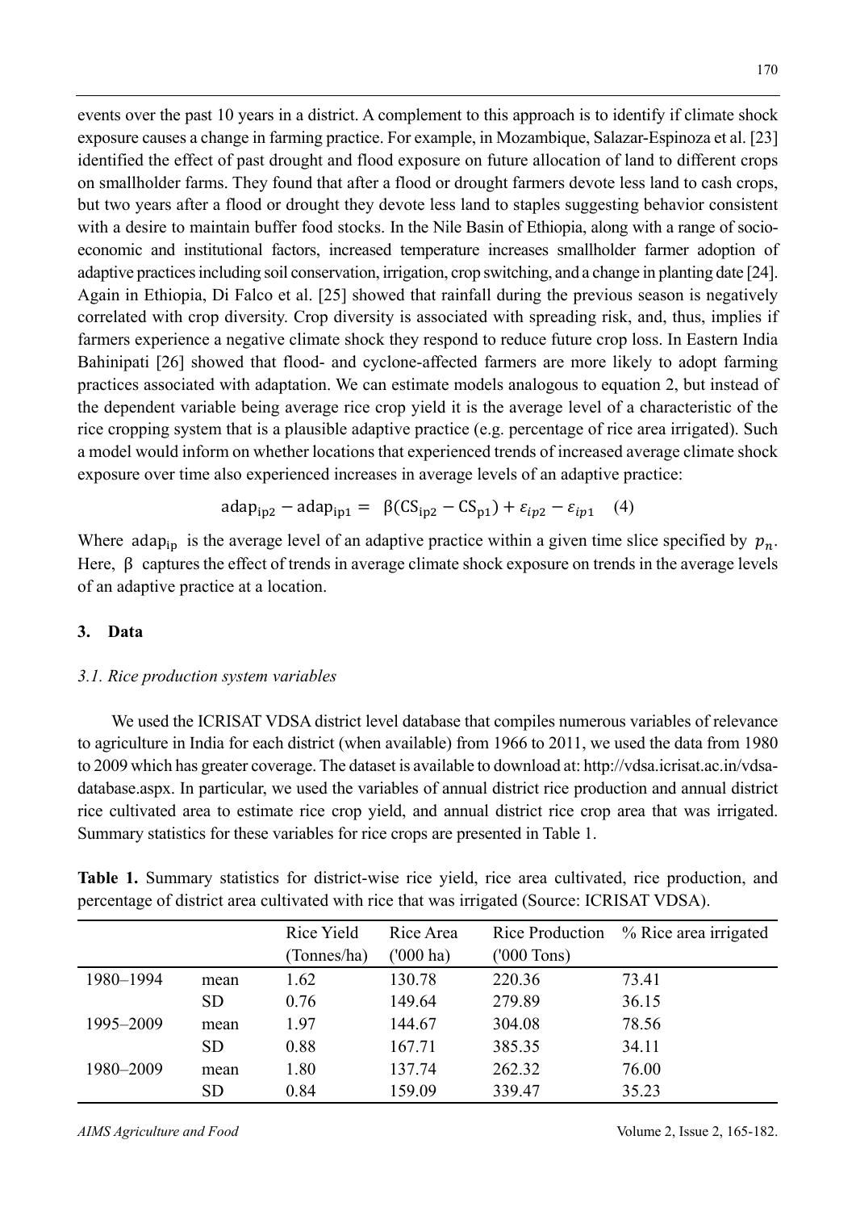events over the past 10 years in a district. A complement to this approach is to identify if climate shock exposure causes a change in farming practice. For example, in Mozambique, Salazar-Espinoza et al. [23] identified the effect of past drought and flood exposure on future allocation of land to different crops on smallholder farms. They found that after a flood or drought farmers devote less land to cash crops, but two years after a flood or drought they devote less land to staples suggesting behavior consistent with a desire to maintain buffer food stocks. In the Nile Basin of Ethiopia, along with a range of socio-economic and institutional factors, increased temperature increases smallholder farmer adoption of adaptive practices including soil conservation, irrigation, crop switching, and a change in planting date [24]. Again in Ethiopia, Di Falco et al. [25] showed that rainfall during the previous season is negatively correlated with crop diversity. Crop diversity is associated with spreading risk, and, thus, implies if farmers experience a negative climate shock they respond to reduce future crop loss. In Eastern India Bahinipati [26] showed that flood- and cyclone-affected farmers are more likely to adopt farming practices associated with adaptation. We can estimate models analogous to equation 2, but instead of the dependent variable being average rice crop yield it is the average level of a characteristic of the rice cropping system that is a plausible adaptive practice (e.g. percentage of rice area irrigated). Such a model would inform on whether locations that experienced trends of increased average climate shock exposure over time also experienced increases in average levels of an adaptive practice:

$$\mathrm{adap}_{ip2} - \mathrm{adap}_{ip1} = \beta(\mathrm{CS}_{ip2} - \mathrm{CS}_{p1}) + \varepsilon_{ip2} - \varepsilon_{ip1} \quad (4)$$

Where $\mathrm{adap}_{ip}$ is the average level of an adaptive practice within a given time slice specified by $p_n$. Here, $\beta$ captures the effect of trends in average climate shock exposure on trends in the average levels of an adaptive practice at a location.

## 3. Data

### *3.1. Rice production system variables*

We used the ICRISAT VDSA district level database that compiles numerous variables of relevance to agriculture in India for each district (when available) from 1966 to 2011, we used the data from 1980 to 2009 which has greater coverage. The dataset is available to download at: http://vdsa.icrisat.ac.in/vdsa-database.aspx. In particular, we used the variables of annual district rice production and annual district rice cultivated area to estimate rice crop yield, and annual district rice crop area that was irrigated. Summary statistics for these variables for rice crops are presented in Table 1.

**Table 1.** Summary statistics for district-wise rice yield, rice area cultivated, rice production, and percentage of district area cultivated with rice that was irrigated (Source: ICRISAT VDSA).

| | | Rice Yield (Tonnes/ha) | Rice Area ('000 ha) | Rice Production ('000 Tons) | % Rice area irrigated |
|---|---|---|---|---|---|
| 1980–1994 | mean | 1.62 | 130.78 | 220.36 | 73.41 |
| | SD | 0.76 | 149.64 | 279.89 | 36.15 |
| 1995–2009 | mean | 1.97 | 144.67 | 304.08 | 78.56 |
| | SD | 0.88 | 167.71 | 385.35 | 34.11 |
| 1980–2009 | mean | 1.80 | 137.74 | 262.32 | 76.00 |
| | SD | 0.84 | 159.09 | 339.47 | 35.23 |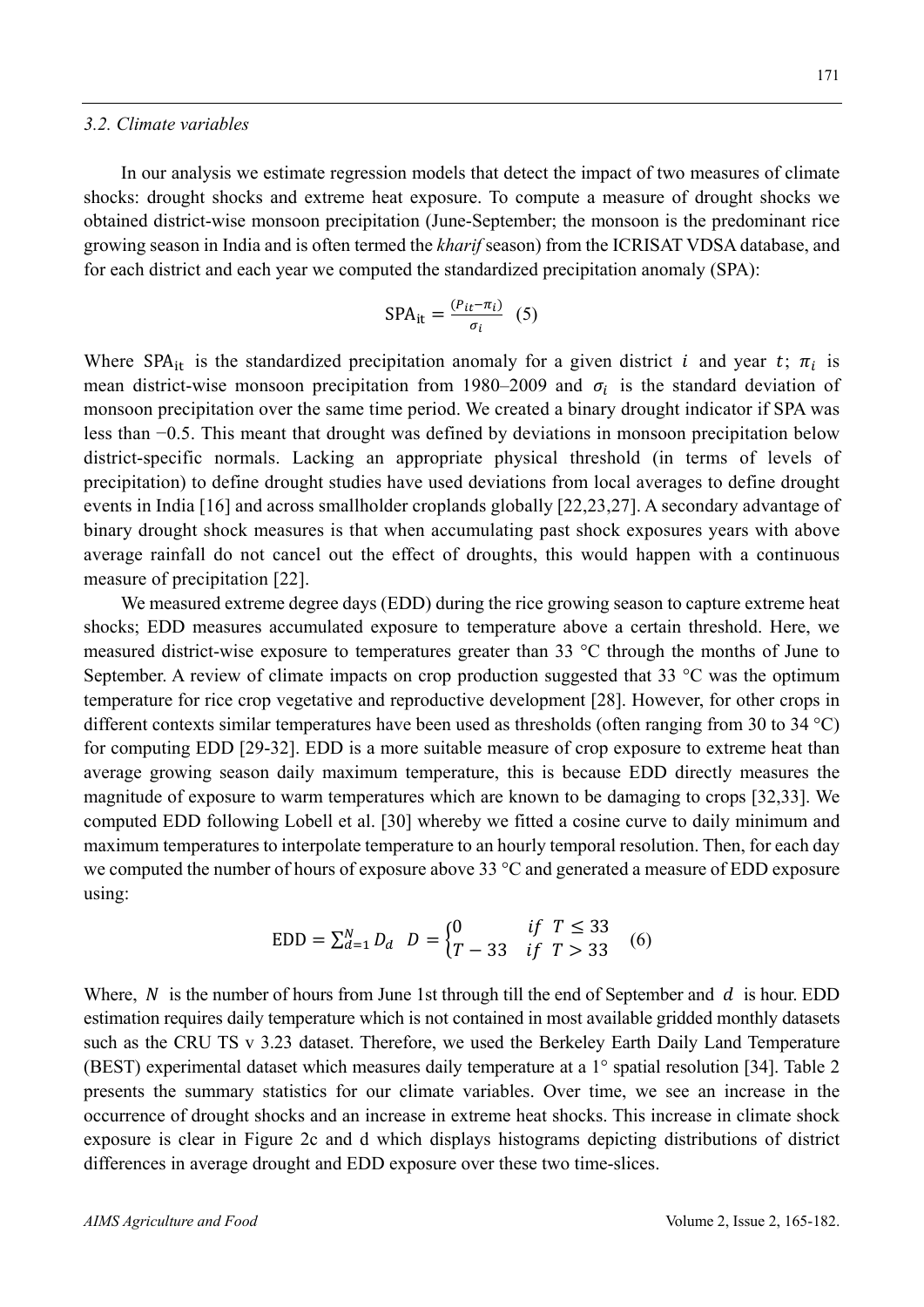### 3.2. Climate variables

In our analysis we estimate regression models that detect the impact of two measures of climate shocks: drought shocks and extreme heat exposure. To compute a measure of drought shocks we obtained district-wise monsoon precipitation (June-September; the monsoon is the predominant rice growing season in India and is often termed the *kharif* season) from the ICRISAT VDSA database, and for each district and each year we computed the standardized precipitation anomaly (SPA):

$$\mathrm{SPA_{it}} = \frac{(P_{it} - \pi_i)}{\sigma_i} \quad (5)$$

Where $\mathrm{SPA_{it}}$ is the standardized precipitation anomaly for a given district $i$ and year $t$; $\pi_i$ is mean district-wise monsoon precipitation from 1980–2009 and $\sigma_i$ is the standard deviation of monsoon precipitation over the same time period. We created a binary drought indicator if SPA was less than −0.5. This meant that drought was defined by deviations in monsoon precipitation below district-specific normals. Lacking an appropriate physical threshold (in terms of levels of precipitation) to define drought studies have used deviations from local averages to define drought events in India [16] and across smallholder croplands globally [22,23,27]. A secondary advantage of binary drought shock measures is that when accumulating past shock exposures years with above average rainfall do not cancel out the effect of droughts, this would happen with a continuous measure of precipitation [22].

We measured extreme degree days (EDD) during the rice growing season to capture extreme heat shocks; EDD measures accumulated exposure to temperature above a certain threshold. Here, we measured district-wise exposure to temperatures greater than 33 °C through the months of June to September. A review of climate impacts on crop production suggested that 33 °C was the optimum temperature for rice crop vegetative and reproductive development [28]. However, for other crops in different contexts similar temperatures have been used as thresholds (often ranging from 30 to 34 °C) for computing EDD [29-32]. EDD is a more suitable measure of crop exposure to extreme heat than average growing season daily maximum temperature, this is because EDD directly measures the magnitude of exposure to warm temperatures which are known to be damaging to crops [32,33]. We computed EDD following Lobell et al. [30] whereby we fitted a cosine curve to daily minimum and maximum temperatures to interpolate temperature to an hourly temporal resolution. Then, for each day we computed the number of hours of exposure above 33 °C and generated a measure of EDD exposure using:

$$\mathrm{EDD} = \sum_{d=1}^{N} D_d \quad D = \begin{cases} 0 & if \;\; T \le 33 \\ T - 33 & if \;\; T > 33 \end{cases} \quad (6)$$

Where, $N$ is the number of hours from June 1st through till the end of September and $d$ is hour. EDD estimation requires daily temperature which is not contained in most available gridded monthly datasets such as the CRU TS v 3.23 dataset. Therefore, we used the Berkeley Earth Daily Land Temperature (BEST) experimental dataset which measures daily temperature at a 1° spatial resolution [34]. Table 2 presents the summary statistics for our climate variables. Over time, we see an increase in the occurrence of drought shocks and an increase in extreme heat shocks. This increase in climate shock exposure is clear in Figure 2c and d which displays histograms depicting distributions of district differences in average drought and EDD exposure over these two time-slices.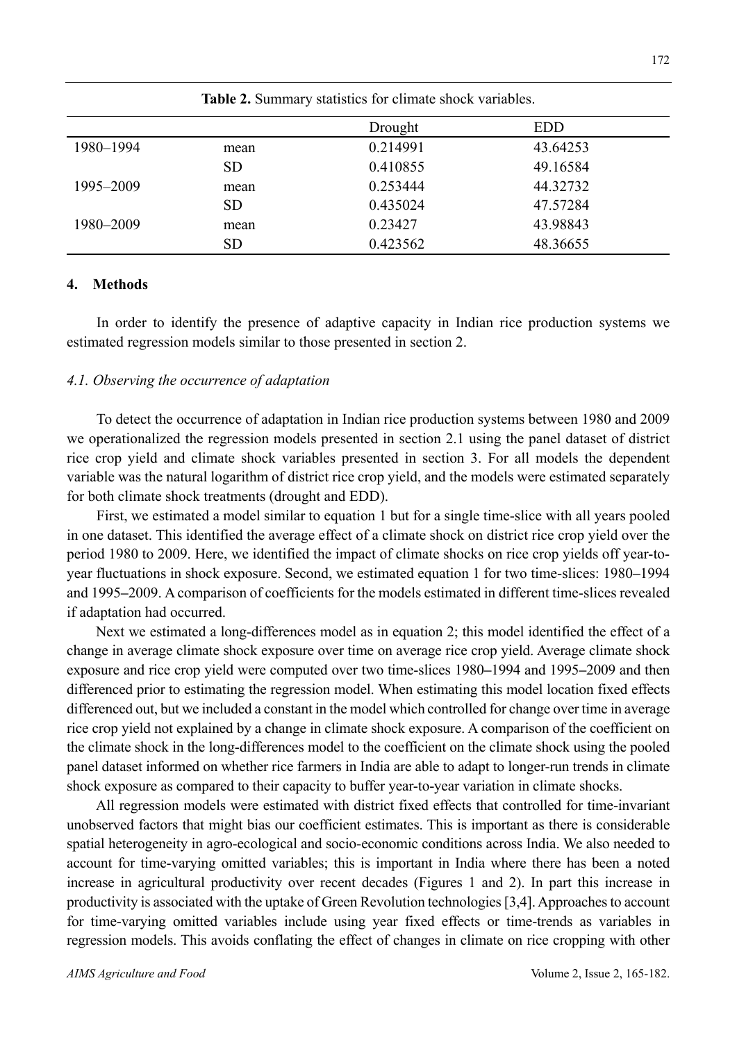**Table 2.** Summary statistics for climate shock variables.

| | | Drought | EDD |
|---|---|---|---|
| 1980–1994 | mean | 0.214991 | 43.64253 |
| | SD | 0.410855 | 49.16584 |
| 1995–2009 | mean | 0.253444 | 44.32732 |
| | SD | 0.435024 | 47.57284 |
| 1980–2009 | mean | 0.23427 | 43.98843 |
| | SD | 0.423562 | 48.36655 |

## 4. Methods

In order to identify the presence of adaptive capacity in Indian rice production systems we estimated regression models similar to those presented in section 2.

### 4.1. Observing the occurrence of adaptation

To detect the occurrence of adaptation in Indian rice production systems between 1980 and 2009 we operationalized the regression models presented in section 2.1 using the panel dataset of district rice crop yield and climate shock variables presented in section 3. For all models the dependent variable was the natural logarithm of district rice crop yield, and the models were estimated separately for both climate shock treatments (drought and EDD).

First, we estimated a model similar to equation 1 but for a single time-slice with all years pooled in one dataset. This identified the average effect of a climate shock on district rice crop yield over the period 1980 to 2009. Here, we identified the impact of climate shocks on rice crop yields off year-to-year fluctuations in shock exposure. Second, we estimated equation 1 for two time-slices: 1980–1994 and 1995–2009. A comparison of coefficients for the models estimated in different time-slices revealed if adaptation had occurred.

Next we estimated a long-differences model as in equation 2; this model identified the effect of a change in average climate shock exposure over time on average rice crop yield. Average climate shock exposure and rice crop yield were computed over two time-slices 1980–1994 and 1995–2009 and then differenced prior to estimating the regression model. When estimating this model location fixed effects differenced out, but we included a constant in the model which controlled for change over time in average rice crop yield not explained by a change in climate shock exposure. A comparison of the coefficient on the climate shock in the long-differences model to the coefficient on the climate shock using the pooled panel dataset informed on whether rice farmers in India are able to adapt to longer-run trends in climate shock exposure as compared to their capacity to buffer year-to-year variation in climate shocks.

All regression models were estimated with district fixed effects that controlled for time-invariant unobserved factors that might bias our coefficient estimates. This is important as there is considerable spatial heterogeneity in agro-ecological and socio-economic conditions across India. We also needed to account for time-varying omitted variables; this is important in India where there has been a noted increase in agricultural productivity over recent decades (Figures 1 and 2). In part this increase in productivity is associated with the uptake of Green Revolution technologies [3,4]. Approaches to account for time-varying omitted variables include using year fixed effects or time-trends as variables in regression models. This avoids conflating the effect of changes in climate on rice cropping with other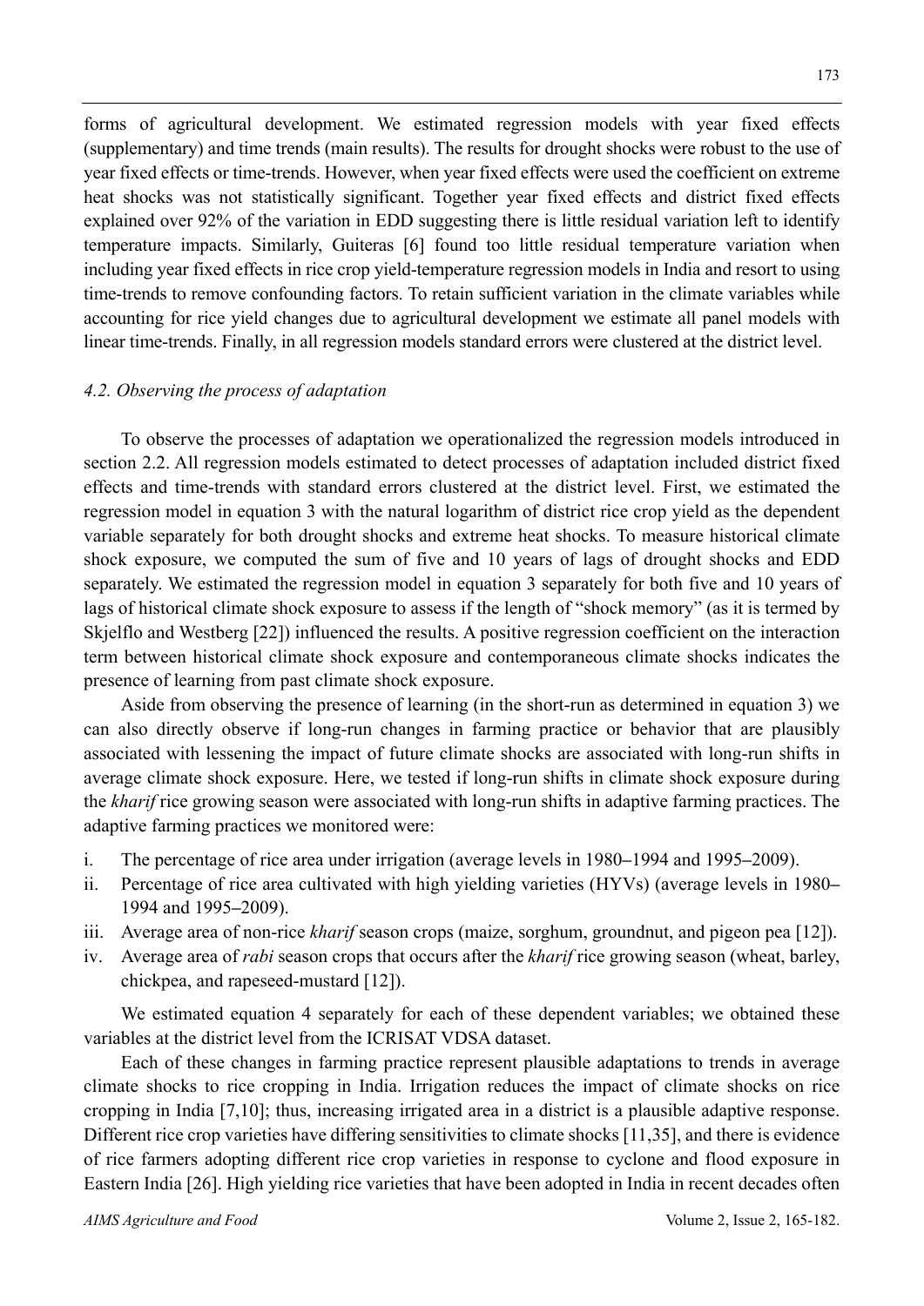forms of agricultural development. We estimated regression models with year fixed effects (supplementary) and time trends (main results). The results for drought shocks were robust to the use of year fixed effects or time-trends. However, when year fixed effects were used the coefficient on extreme heat shocks was not statistically significant. Together year fixed effects and district fixed effects explained over 92% of the variation in EDD suggesting there is little residual variation left to identify temperature impacts. Similarly, Guiteras [6] found too little residual temperature variation when including year fixed effects in rice crop yield-temperature regression models in India and resort to using time-trends to remove confounding factors. To retain sufficient variation in the climate variables while accounting for rice yield changes due to agricultural development we estimate all panel models with linear time-trends. Finally, in all regression models standard errors were clustered at the district level.

### *4.2. Observing the process of adaptation*

To observe the processes of adaptation we operationalized the regression models introduced in section 2.2. All regression models estimated to detect processes of adaptation included district fixed effects and time-trends with standard errors clustered at the district level. First, we estimated the regression model in equation 3 with the natural logarithm of district rice crop yield as the dependent variable separately for both drought shocks and extreme heat shocks. To measure historical climate shock exposure, we computed the sum of five and 10 years of lags of drought shocks and EDD separately. We estimated the regression model in equation 3 separately for both five and 10 years of lags of historical climate shock exposure to assess if the length of "shock memory" (as it is termed by Skjelflo and Westberg [22]) influenced the results. A positive regression coefficient on the interaction term between historical climate shock exposure and contemporaneous climate shocks indicates the presence of learning from past climate shock exposure.

Aside from observing the presence of learning (in the short-run as determined in equation 3) we can also directly observe if long-run changes in farming practice or behavior that are plausibly associated with lessening the impact of future climate shocks are associated with long-run shifts in average climate shock exposure. Here, we tested if long-run shifts in climate shock exposure during the *kharif* rice growing season were associated with long-run shifts in adaptive farming practices. The adaptive farming practices we monitored were:

i. The percentage of rice area under irrigation (average levels in 1980–1994 and 1995–2009).
ii. Percentage of rice area cultivated with high yielding varieties (HYVs) (average levels in 1980–1994 and 1995–2009).
iii. Average area of non-rice *kharif* season crops (maize, sorghum, groundnut, and pigeon pea [12]).
iv. Average area of *rabi* season crops that occurs after the *kharif* rice growing season (wheat, barley, chickpea, and rapeseed-mustard [12]).

We estimated equation 4 separately for each of these dependent variables; we obtained these variables at the district level from the ICRISAT VDSA dataset.

Each of these changes in farming practice represent plausible adaptations to trends in average climate shocks to rice cropping in India. Irrigation reduces the impact of climate shocks on rice cropping in India [7,10]; thus, increasing irrigated area in a district is a plausible adaptive response. Different rice crop varieties have differing sensitivities to climate shocks [11,35], and there is evidence of rice farmers adopting different rice crop varieties in response to cyclone and flood exposure in Eastern India [26]. High yielding rice varieties that have been adopted in India in recent decades often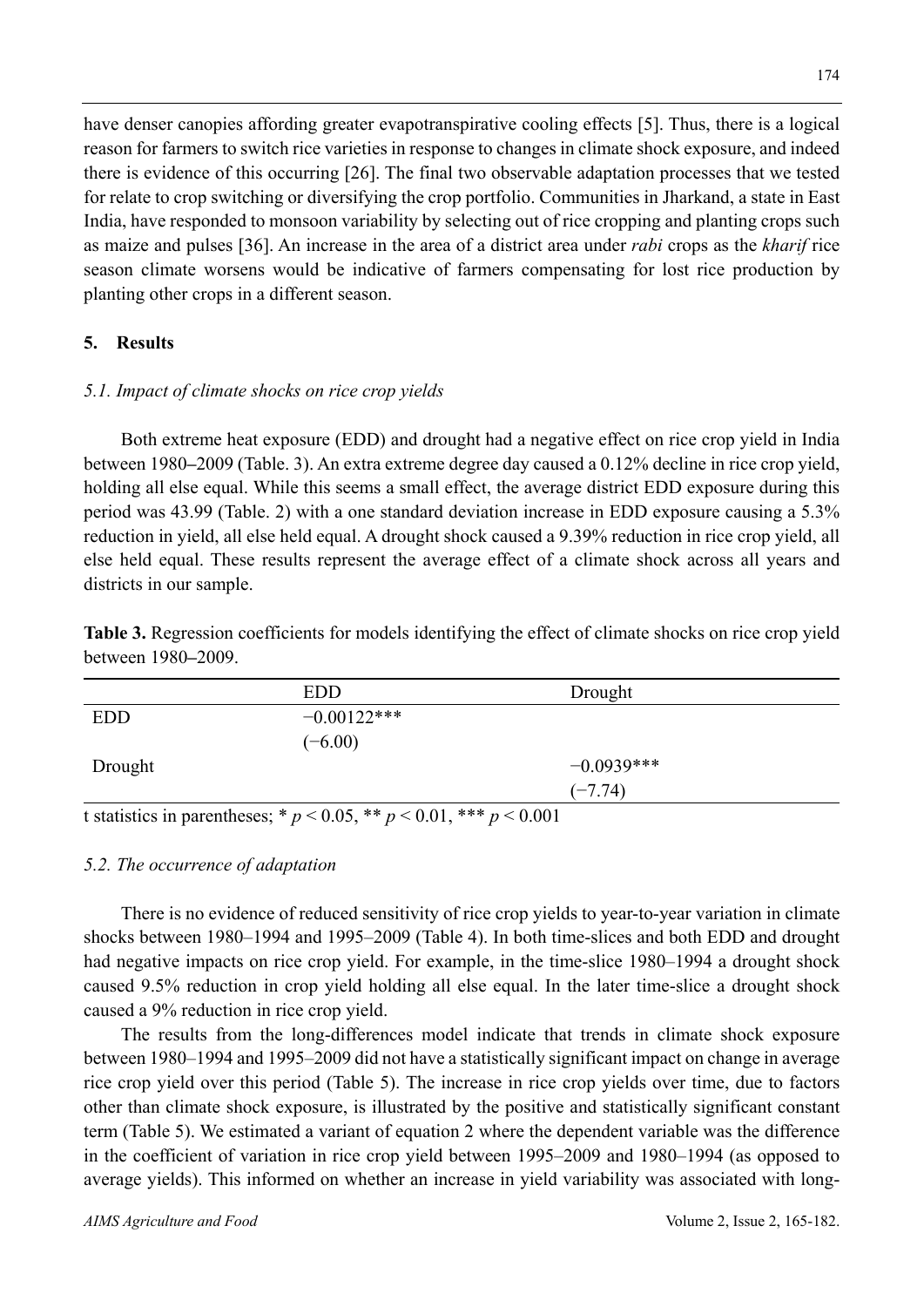have denser canopies affording greater evapotranspirative cooling effects [5]. Thus, there is a logical reason for farmers to switch rice varieties in response to changes in climate shock exposure, and indeed there is evidence of this occurring [26]. The final two observable adaptation processes that we tested for relate to crop switching or diversifying the crop portfolio. Communities in Jharkand, a state in East India, have responded to monsoon variability by selecting out of rice cropping and planting crops such as maize and pulses [36]. An increase in the area of a district area under *rabi* crops as the *kharif* rice season climate worsens would be indicative of farmers compensating for lost rice production by planting other crops in a different season.

## 5. Results

### *5.1. Impact of climate shocks on rice crop yields*

Both extreme heat exposure (EDD) and drought had a negative effect on rice crop yield in India between 1980–2009 (Table. 3). An extra extreme degree day caused a 0.12% decline in rice crop yield, holding all else equal. While this seems a small effect, the average district EDD exposure during this period was 43.99 (Table. 2) with a one standard deviation increase in EDD exposure causing a 5.3% reduction in yield, all else held equal. A drought shock caused a 9.39% reduction in rice crop yield, all else held equal. These results represent the average effect of a climate shock across all years and districts in our sample.

**Table 3.** Regression coefficients for models identifying the effect of climate shocks on rice crop yield between 1980–2009.

| | EDD | Drought |
|---|---|---|
| EDD | −0.00122*** | |
| | (−6.00) | |
| Drought | | −0.0939*** |
| | | (−7.74) |

t statistics in parentheses; * $p < 0.05$, ** $p < 0.01$, *** $p < 0.001$

### *5.2. The occurrence of adaptation*

There is no evidence of reduced sensitivity of rice crop yields to year-to-year variation in climate shocks between 1980–1994 and 1995–2009 (Table 4). In both time-slices and both EDD and drought had negative impacts on rice crop yield. For example, in the time-slice 1980–1994 a drought shock caused 9.5% reduction in crop yield holding all else equal. In the later time-slice a drought shock caused a 9% reduction in rice crop yield.

The results from the long-differences model indicate that trends in climate shock exposure between 1980–1994 and 1995–2009 did not have a statistically significant impact on change in average rice crop yield over this period (Table 5). The increase in rice crop yields over time, due to factors other than climate shock exposure, is illustrated by the positive and statistically significant constant term (Table 5). We estimated a variant of equation 2 where the dependent variable was the difference in the coefficient of variation in rice crop yield between 1995–2009 and 1980–1994 (as opposed to average yields). This informed on whether an increase in yield variability was associated with long-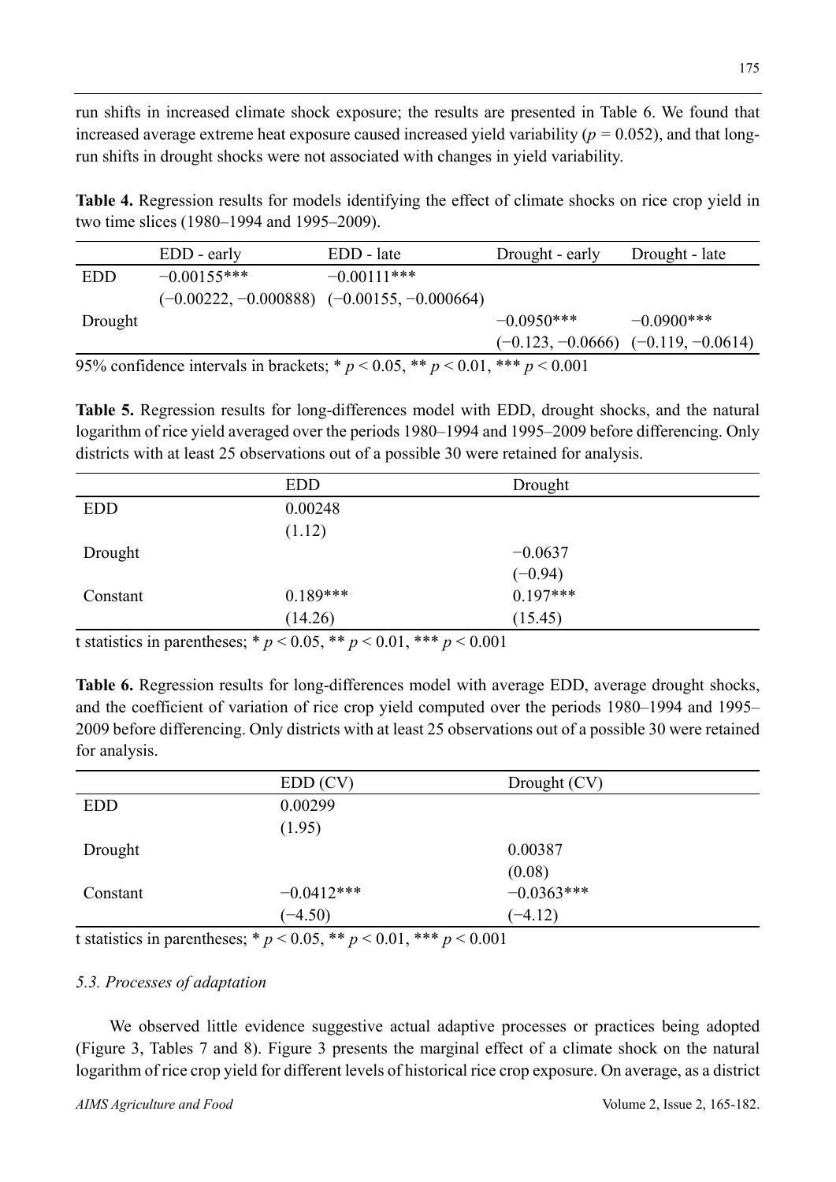run shifts in increased climate shock exposure; the results are presented in Table 6. We found that increased average extreme heat exposure caused increased yield variability ($p = 0.052$), and that long-run shifts in drought shocks were not associated with changes in yield variability.

**Table 4.** Regression results for models identifying the effect of climate shocks on rice crop yield in two time slices (1980–1994 and 1995–2009).

| | EDD - early | EDD - late | Drought - early | Drought - late |
|---|---|---|---|---|
| EDD | −0.00155*** | −0.00111*** | | |
| | (−0.00222, −0.000888) | (−0.00155, −0.000664) | | |
| Drought | | | −0.0950*** | −0.0900*** |
| | | | (−0.123, −0.0666) | (−0.119, −0.0614) |

95% confidence intervals in brackets; * $p < 0.05$, ** $p < 0.01$, *** $p < 0.001$

**Table 5.** Regression results for long-differences model with EDD, drought shocks, and the natural logarithm of rice yield averaged over the periods 1980–1994 and 1995–2009 before differencing. Only districts with at least 25 observations out of a possible 30 were retained for analysis.

| | EDD | Drought |
|---|---|---|
| EDD | 0.00248 | |
| | (1.12) | |
| Drought | | −0.0637 |
| | | (−0.94) |
| Constant | 0.189*** | 0.197*** |
| | (14.26) | (15.45) |

t statistics in parentheses; * $p < 0.05$, ** $p < 0.01$, *** $p < 0.001$

**Table 6.** Regression results for long-differences model with average EDD, average drought shocks, and the coefficient of variation of rice crop yield computed over the periods 1980–1994 and 1995–2009 before differencing. Only districts with at least 25 observations out of a possible 30 were retained for analysis.

| | EDD (CV) | Drought (CV) |
|---|---|---|
| EDD | 0.00299 | |
| | (1.95) | |
| Drought | | 0.00387 |
| | | (0.08) |
| Constant | −0.0412*** | −0.0363*** |
| | (−4.50) | (−4.12) |

t statistics in parentheses; * $p < 0.05$, ** $p < 0.01$, *** $p < 0.001$

### *5.3. Processes of adaptation*

We observed little evidence suggestive actual adaptive processes or practices being adopted (Figure 3, Tables 7 and 8). Figure 3 presents the marginal effect of a climate shock on the natural logarithm of rice crop yield for different levels of historical rice crop exposure. On average, as a district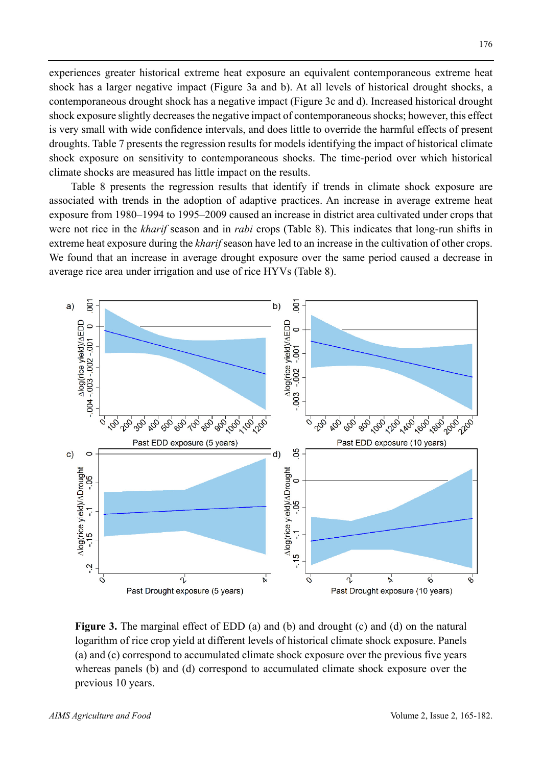experiences greater historical extreme heat exposure an equivalent contemporaneous extreme heat shock has a larger negative impact (Figure 3a and b). At all levels of historical drought shocks, a contemporaneous drought shock has a negative impact (Figure 3c and d). Increased historical drought shock exposure slightly decreases the negative impact of contemporaneous shocks; however, this effect is very small with wide confidence intervals, and does little to override the harmful effects of present droughts. Table 7 presents the regression results for models identifying the impact of historical climate shock exposure on sensitivity to contemporaneous shocks. The time-period over which historical climate shocks are measured has little impact on the results.

Table 8 presents the regression results that identify if trends in climate shock exposure are associated with trends in the adoption of adaptive practices. An increase in average extreme heat exposure from 1980–1994 to 1995–2009 caused an increase in district area cultivated under crops that were not rice in the *kharif* season and in *rabi* crops (Table 8). This indicates that long-run shifts in extreme heat exposure during the *kharif* season have led to an increase in the cultivation of other crops. We found that an increase in average drought exposure over the same period caused a decrease in average rice area under irrigation and use of rice HYVs (Table 8).

a)
Δlog(rice yield)/ΔEDD
-.004 -.003 -.002 -.001 0 .001
0 100 200 300 400 500 600 700 800 900 1000 1100 1200
Past EDD exposure (5 years)

b)
Δlog(rice yield)/ΔEDD
-.003 -.002 -.001 0 .001
0 200 400 600 800 1000 1200 1400 1600 1800 2000 2200
Past EDD exposure (10 years)

c)
Δlog(rice yield)/ΔDrought
-.2 -.15 -.1 -.05 0
0 2 4
Past Drought exposure (5 years)

d)
Δlog(rice yield)/ΔDrought
-.15 -.1 -.05 0 .05
0 2 4 6 8
Past Drought exposure (10 years)

**Figure 3.** The marginal effect of EDD (a) and (b) and drought (c) and (d) on the natural logarithm of rice crop yield at different levels of historical climate shock exposure. Panels (a) and (c) correspond to accumulated climate shock exposure over the previous five years whereas panels (b) and (d) correspond to accumulated climate shock exposure over the previous 10 years.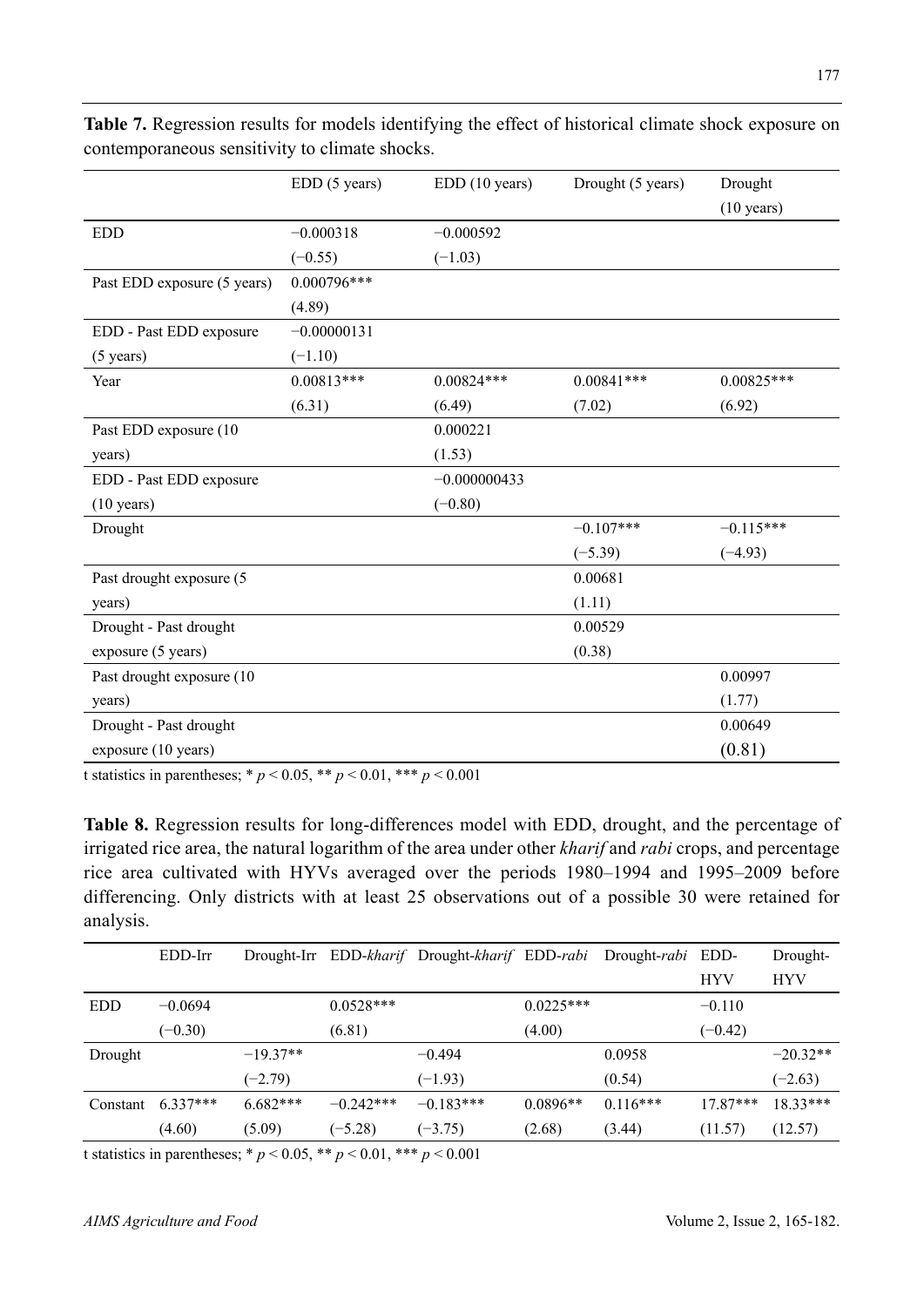**Table 7.** Regression results for models identifying the effect of historical climate shock exposure on contemporaneous sensitivity to climate shocks.

| | EDD (5 years) | EDD (10 years) | Drought (5 years) | Drought (10 years) |
|---|---|---|---|---|
| EDD | −0.000318 | −0.000592 | | |
| | (−0.55) | (−1.03) | | |
| Past EDD exposure (5 years) | 0.000796*** | | | |
| | (4.89) | | | |
| EDD - Past EDD exposure (5 years) | −0.00000131 | | | |
| | (−1.10) | | | |
| Year | 0.00813*** | 0.00824*** | 0.00841*** | 0.00825*** |
| | (6.31) | (6.49) | (7.02) | (6.92) |
| Past EDD exposure (10 years) | | 0.000221 | | |
| | | (1.53) | | |
| EDD - Past EDD exposure (10 years) | | −0.000000433 | | |
| | | (−0.80) | | |
| Drought | | | −0.107*** | −0.115*** |
| | | | (−5.39) | (−4.93) |
| Past drought exposure (5 years) | | | 0.00681 | |
| | | | (1.11) | |
| Drought - Past drought exposure (5 years) | | | 0.00529 | |
| | | | (0.38) | |
| Past drought exposure (10 years) | | | | 0.00997 |
| | | | | (1.77) |
| Drought - Past drought exposure (10 years) | | | | 0.00649 |
| | | | | (0.81) |

t statistics in parentheses; * $p < 0.05$, ** $p < 0.01$, *** $p < 0.001$

**Table 8.** Regression results for long-differences model with EDD, drought, and the percentage of irrigated rice area, the natural logarithm of the area under other *kharif* and *rabi* crops, and percentage rice area cultivated with HYVs averaged over the periods 1980–1994 and 1995–2009 before differencing. Only districts with at least 25 observations out of a possible 30 were retained for analysis.

| | EDD-Irr | Drought-Irr | EDD-*kharif* | Drought-*kharif* | EDD-*rabi* | Drought-*rabi* | EDD-HYV | Drought-HYV |
|---|---|---|---|---|---|---|---|---|
| EDD | −0.0694 | | 0.0528*** | | 0.0225*** | | −0.110 | |
| | (−0.30) | | (6.81) | | (4.00) | | (−0.42) | |
| Drought | | −19.37** | | −0.494 | | 0.0958 | | −20.32** |
| | | (−2.79) | | (−1.93) | | (0.54) | | (−2.63) |
| Constant | 6.337*** | 6.682*** | −0.242*** | −0.183*** | 0.0896** | 0.116*** | 17.87*** | 18.33*** |
| | (4.60) | (5.09) | (−5.28) | (−3.75) | (2.68) | (3.44) | (11.57) | (12.57) |

t statistics in parentheses; * $p < 0.05$, ** $p < 0.01$, *** $p < 0.001$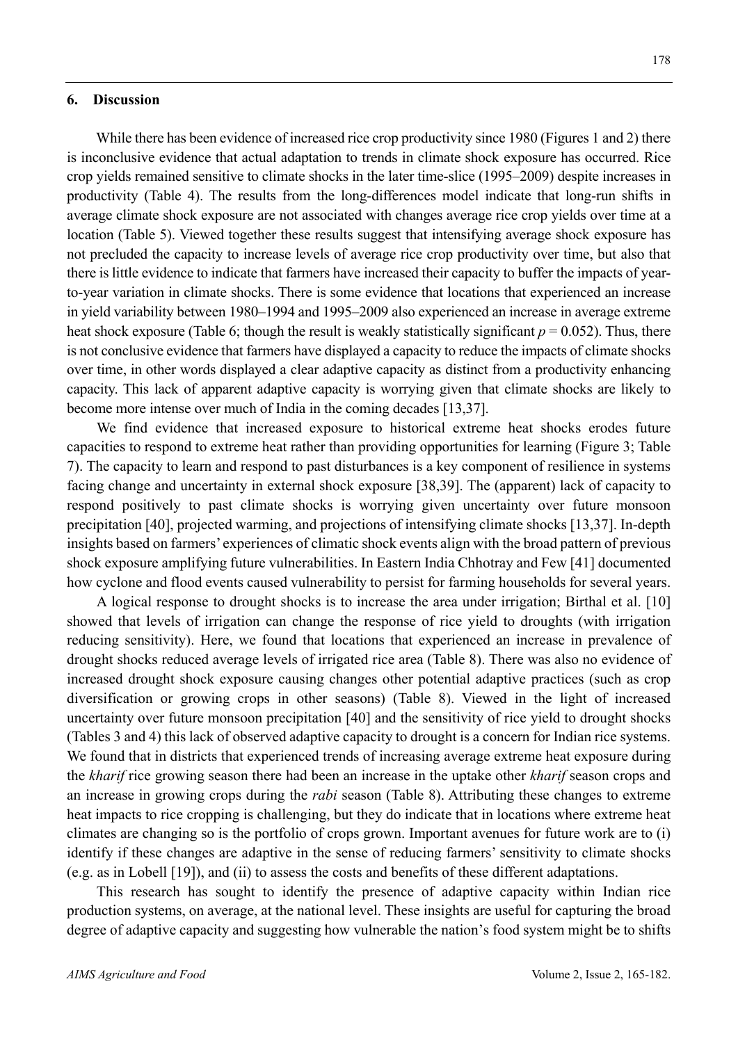## 6. Discussion

While there has been evidence of increased rice crop productivity since 1980 (Figures 1 and 2) there is inconclusive evidence that actual adaptation to trends in climate shock exposure has occurred. Rice crop yields remained sensitive to climate shocks in the later time-slice (1995–2009) despite increases in productivity (Table 4). The results from the long-differences model indicate that long-run shifts in average climate shock exposure are not associated with changes average rice crop yields over time at a location (Table 5). Viewed together these results suggest that intensifying average shock exposure has not precluded the capacity to increase levels of average rice crop productivity over time, but also that there is little evidence to indicate that farmers have increased their capacity to buffer the impacts of year-to-year variation in climate shocks. There is some evidence that locations that experienced an increase in yield variability between 1980–1994 and 1995–2009 also experienced an increase in average extreme heat shock exposure (Table 6; though the result is weakly statistically significant $p = 0.052$). Thus, there is not conclusive evidence that farmers have displayed a capacity to reduce the impacts of climate shocks over time, in other words displayed a clear adaptive capacity as distinct from a productivity enhancing capacity. This lack of apparent adaptive capacity is worrying given that climate shocks are likely to become more intense over much of India in the coming decades [13,37].

We find evidence that increased exposure to historical extreme heat shocks erodes future capacities to respond to extreme heat rather than providing opportunities for learning (Figure 3; Table 7). The capacity to learn and respond to past disturbances is a key component of resilience in systems facing change and uncertainty in external shock exposure [38,39]. The (apparent) lack of capacity to respond positively to past climate shocks is worrying given uncertainty over future monsoon precipitation [40], projected warming, and projections of intensifying climate shocks [13,37]. In-depth insights based on farmers' experiences of climatic shock events align with the broad pattern of previous shock exposure amplifying future vulnerabilities. In Eastern India Chhotray and Few [41] documented how cyclone and flood events caused vulnerability to persist for farming households for several years.

A logical response to drought shocks is to increase the area under irrigation; Birthal et al. [10] showed that levels of irrigation can change the response of rice yield to droughts (with irrigation reducing sensitivity). Here, we found that locations that experienced an increase in prevalence of drought shocks reduced average levels of irrigated rice area (Table 8). There was also no evidence of increased drought shock exposure causing changes other potential adaptive practices (such as crop diversification or growing crops in other seasons) (Table 8). Viewed in the light of increased uncertainty over future monsoon precipitation [40] and the sensitivity of rice yield to drought shocks (Tables 3 and 4) this lack of observed adaptive capacity to drought is a concern for Indian rice systems. We found that in districts that experienced trends of increasing average extreme heat exposure during the *kharif* rice growing season there had been an increase in the uptake other *kharif* season crops and an increase in growing crops during the *rabi* season (Table 8). Attributing these changes to extreme heat impacts to rice cropping is challenging, but they do indicate that in locations where extreme heat climates are changing so is the portfolio of crops grown. Important avenues for future work are to (i) identify if these changes are adaptive in the sense of reducing farmers' sensitivity to climate shocks (e.g. as in Lobell [19]), and (ii) to assess the costs and benefits of these different adaptations.

This research has sought to identify the presence of adaptive capacity within Indian rice production systems, on average, at the national level. These insights are useful for capturing the broad degree of adaptive capacity and suggesting how vulnerable the nation's food system might be to shifts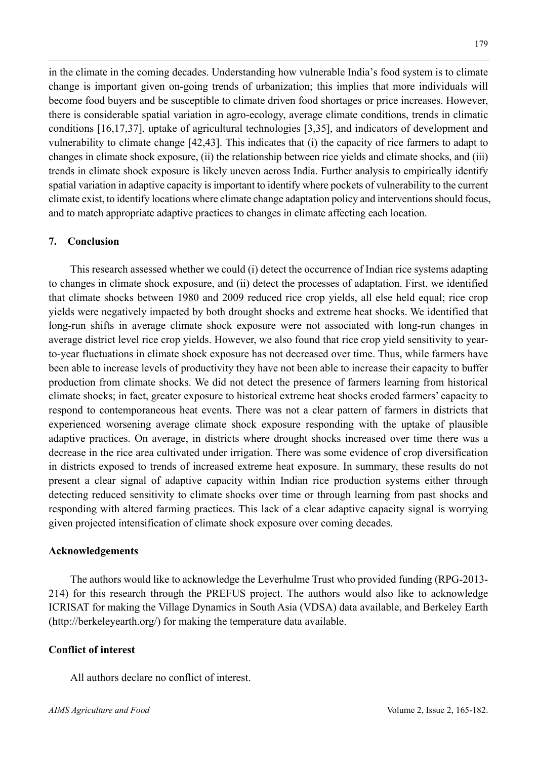in the climate in the coming decades. Understanding how vulnerable India's food system is to climate change is important given on-going trends of urbanization; this implies that more individuals will become food buyers and be susceptible to climate driven food shortages or price increases. However, there is considerable spatial variation in agro-ecology, average climate conditions, trends in climatic conditions [16,17,37], uptake of agricultural technologies [3,35], and indicators of development and vulnerability to climate change [42,43]. This indicates that (i) the capacity of rice farmers to adapt to changes in climate shock exposure, (ii) the relationship between rice yields and climate shocks, and (iii) trends in climate shock exposure is likely uneven across India. Further analysis to empirically identify spatial variation in adaptive capacity is important to identify where pockets of vulnerability to the current climate exist, to identify locations where climate change adaptation policy and interventions should focus, and to match appropriate adaptive practices to changes in climate affecting each location.

## 7. Conclusion

This research assessed whether we could (i) detect the occurrence of Indian rice systems adapting to changes in climate shock exposure, and (ii) detect the processes of adaptation. First, we identified that climate shocks between 1980 and 2009 reduced rice crop yields, all else held equal; rice crop yields were negatively impacted by both drought shocks and extreme heat shocks. We identified that long-run shifts in average climate shock exposure were not associated with long-run changes in average district level rice crop yields. However, we also found that rice crop yield sensitivity to year-to-year fluctuations in climate shock exposure has not decreased over time. Thus, while farmers have been able to increase levels of productivity they have not been able to increase their capacity to buffer production from climate shocks. We did not detect the presence of farmers learning from historical climate shocks; in fact, greater exposure to historical extreme heat shocks eroded farmers' capacity to respond to contemporaneous heat events. There was not a clear pattern of farmers in districts that experienced worsening average climate shock exposure responding with the uptake of plausible adaptive practices. On average, in districts where drought shocks increased over time there was a decrease in the rice area cultivated under irrigation. There was some evidence of crop diversification in districts exposed to trends of increased extreme heat exposure. In summary, these results do not present a clear signal of adaptive capacity within Indian rice production systems either through detecting reduced sensitivity to climate shocks over time or through learning from past shocks and responding with altered farming practices. This lack of a clear adaptive capacity signal is worrying given projected intensification of climate shock exposure over coming decades.

## Acknowledgements

The authors would like to acknowledge the Leverhulme Trust who provided funding (RPG-2013-214) for this research through the PREFUS project. The authors would also like to acknowledge ICRISAT for making the Village Dynamics in South Asia (VDSA) data available, and Berkeley Earth (http://berkeleyearth.org/) for making the temperature data available.

## Conflict of interest

All authors declare no conflict of interest.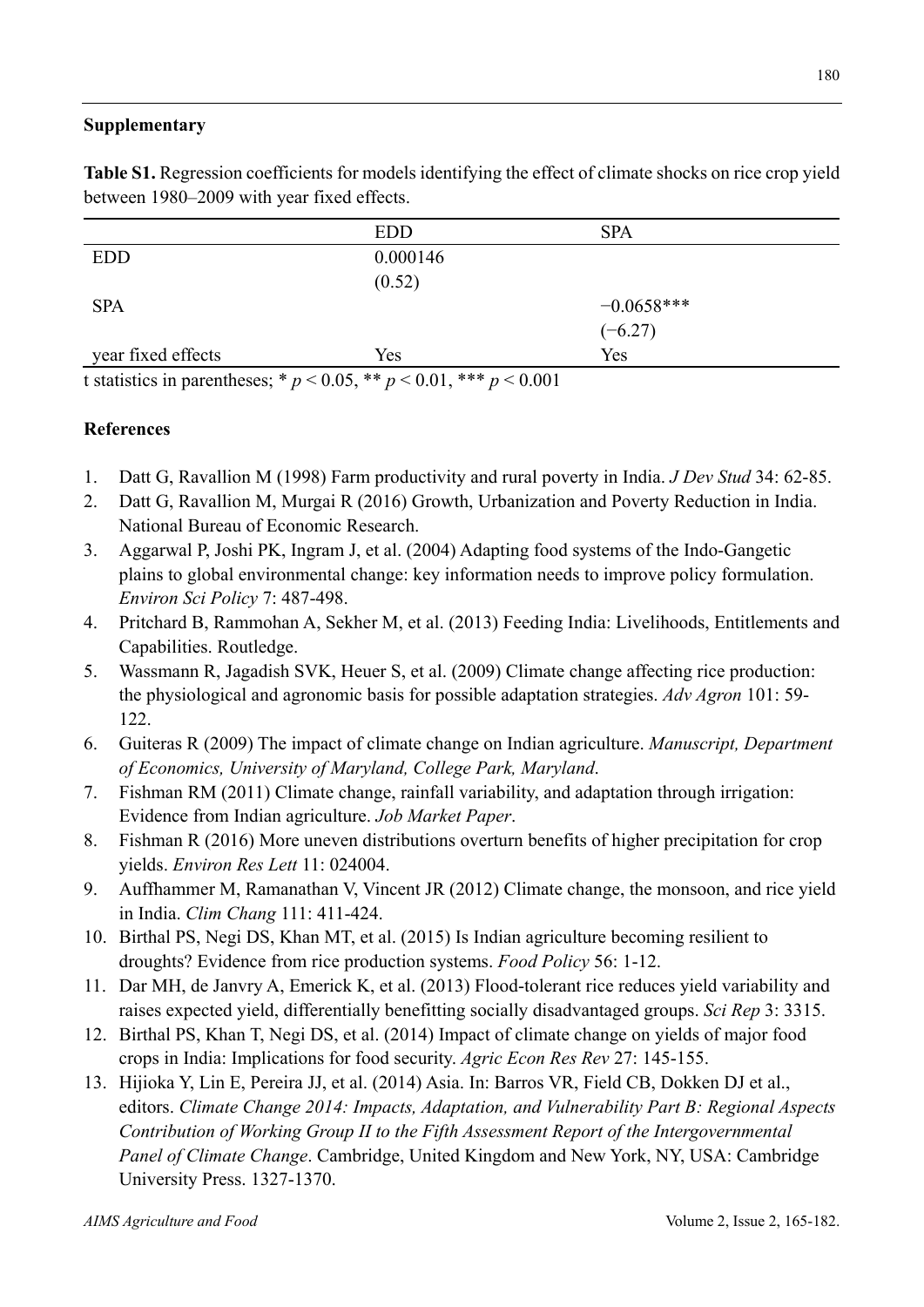## Supplementary

**Table S1.** Regression coefficients for models identifying the effect of climate shocks on rice crop yield between 1980–2009 with year fixed effects.

| | EDD | SPA |
|---|---|---|
| EDD | 0.000146 | |
| | (0.52) | |
| SPA | | −0.0658*** |
| | | (−6.27) |
| year fixed effects | Yes | Yes |

t statistics in parentheses; * $p < 0.05$, ** $p < 0.01$, *** $p < 0.001$

## References

1. Datt G, Ravallion M (1998) Farm productivity and rural poverty in India. *J Dev Stud* 34: 62-85.
2. Datt G, Ravallion M, Murgai R (2016) Growth, Urbanization and Poverty Reduction in India. National Bureau of Economic Research.
3. Aggarwal P, Joshi PK, Ingram J, et al. (2004) Adapting food systems of the Indo-Gangetic plains to global environmental change: key information needs to improve policy formulation. *Environ Sci Policy* 7: 487-498.
4. Pritchard B, Rammohan A, Sekher M, et al. (2013) Feeding India: Livelihoods, Entitlements and Capabilities. Routledge.
5. Wassmann R, Jagadish SVK, Heuer S, et al. (2009) Climate change affecting rice production: the physiological and agronomic basis for possible adaptation strategies. *Adv Agron* 101: 59-122.
6. Guiteras R (2009) The impact of climate change on Indian agriculture. *Manuscript, Department of Economics, University of Maryland, College Park, Maryland*.
7. Fishman RM (2011) Climate change, rainfall variability, and adaptation through irrigation: Evidence from Indian agriculture. *Job Market Paper*.
8. Fishman R (2016) More uneven distributions overturn benefits of higher precipitation for crop yields. *Environ Res Lett* 11: 024004.
9. Auffhammer M, Ramanathan V, Vincent JR (2012) Climate change, the monsoon, and rice yield in India. *Clim Chang* 111: 411-424.
10. Birthal PS, Negi DS, Khan MT, et al. (2015) Is Indian agriculture becoming resilient to droughts? Evidence from rice production systems. *Food Policy* 56: 1-12.
11. Dar MH, de Janvry A, Emerick K, et al. (2013) Flood-tolerant rice reduces yield variability and raises expected yield, differentially benefitting socially disadvantaged groups. *Sci Rep* 3: 3315.
12. Birthal PS, Khan T, Negi DS, et al. (2014) Impact of climate change on yields of major food crops in India: Implications for food security. *Agric Econ Res Rev* 27: 145-155.
13. Hijioka Y, Lin E, Pereira JJ, et al. (2014) Asia. In: Barros VR, Field CB, Dokken DJ et al., editors. *Climate Change 2014: Impacts, Adaptation, and Vulnerability Part B: Regional Aspects Contribution of Working Group II to the Fifth Assessment Report of the Intergovernmental Panel of Climate Change*. Cambridge, United Kingdom and New York, NY, USA: Cambridge University Press. 1327-1370.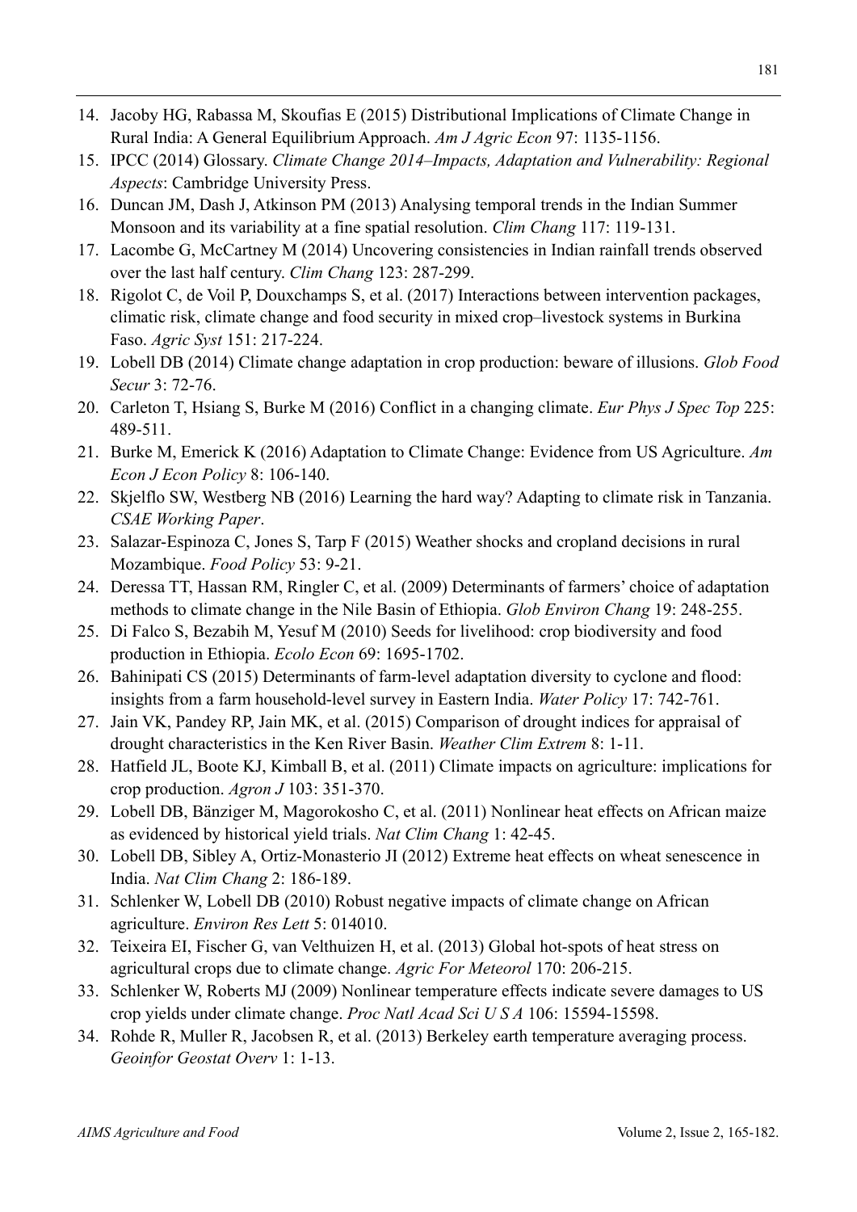14. Jacoby HG, Rabassa M, Skoufias E (2015) Distributional Implications of Climate Change in Rural India: A General Equilibrium Approach. *Am J Agric Econ* 97: 1135-1156.
15. IPCC (2014) Glossary. *Climate Change 2014–Impacts, Adaptation and Vulnerability: Regional Aspects*: Cambridge University Press.
16. Duncan JM, Dash J, Atkinson PM (2013) Analysing temporal trends in the Indian Summer Monsoon and its variability at a fine spatial resolution. *Clim Chang* 117: 119-131.
17. Lacombe G, McCartney M (2014) Uncovering consistencies in Indian rainfall trends observed over the last half century. *Clim Chang* 123: 287-299.
18. Rigolot C, de Voil P, Douxchamps S, et al. (2017) Interactions between intervention packages, climatic risk, climate change and food security in mixed crop–livestock systems in Burkina Faso. *Agric Syst* 151: 217-224.
19. Lobell DB (2014) Climate change adaptation in crop production: beware of illusions. *Glob Food Secur* 3: 72-76.
20. Carleton T, Hsiang S, Burke M (2016) Conflict in a changing climate. *Eur Phys J Spec Top* 225: 489-511.
21. Burke M, Emerick K (2016) Adaptation to Climate Change: Evidence from US Agriculture. *Am Econ J Econ Policy* 8: 106-140.
22. Skjelflo SW, Westberg NB (2016) Learning the hard way? Adapting to climate risk in Tanzania. *CSAE Working Paper*.
23. Salazar-Espinoza C, Jones S, Tarp F (2015) Weather shocks and cropland decisions in rural Mozambique. *Food Policy* 53: 9-21.
24. Deressa TT, Hassan RM, Ringler C, et al. (2009) Determinants of farmers' choice of adaptation methods to climate change in the Nile Basin of Ethiopia. *Glob Environ Chang* 19: 248-255.
25. Di Falco S, Bezabih M, Yesuf M (2010) Seeds for livelihood: crop biodiversity and food production in Ethiopia. *Ecolo Econ* 69: 1695-1702.
26. Bahinipati CS (2015) Determinants of farm-level adaptation diversity to cyclone and flood: insights from a farm household-level survey in Eastern India. *Water Policy* 17: 742-761.
27. Jain VK, Pandey RP, Jain MK, et al. (2015) Comparison of drought indices for appraisal of drought characteristics in the Ken River Basin. *Weather Clim Extrem* 8: 1-11.
28. Hatfield JL, Boote KJ, Kimball B, et al. (2011) Climate impacts on agriculture: implications for crop production. *Agron J* 103: 351-370.
29. Lobell DB, Bänziger M, Magorokosho C, et al. (2011) Nonlinear heat effects on African maize as evidenced by historical yield trials. *Nat Clim Chang* 1: 42-45.
30. Lobell DB, Sibley A, Ortiz-Monasterio JI (2012) Extreme heat effects on wheat senescence in India. *Nat Clim Chang* 2: 186-189.
31. Schlenker W, Lobell DB (2010) Robust negative impacts of climate change on African agriculture. *Environ Res Lett* 5: 014010.
32. Teixeira EI, Fischer G, van Velthuizen H, et al. (2013) Global hot-spots of heat stress on agricultural crops due to climate change. *Agric For Meteorol* 170: 206-215.
33. Schlenker W, Roberts MJ (2009) Nonlinear temperature effects indicate severe damages to US crop yields under climate change. *Proc Natl Acad Sci U S A* 106: 15594-15598.
34. Rohde R, Muller R, Jacobsen R, et al. (2013) Berkeley earth temperature averaging process. *Geoinfor Geostat Overv* 1: 1-13.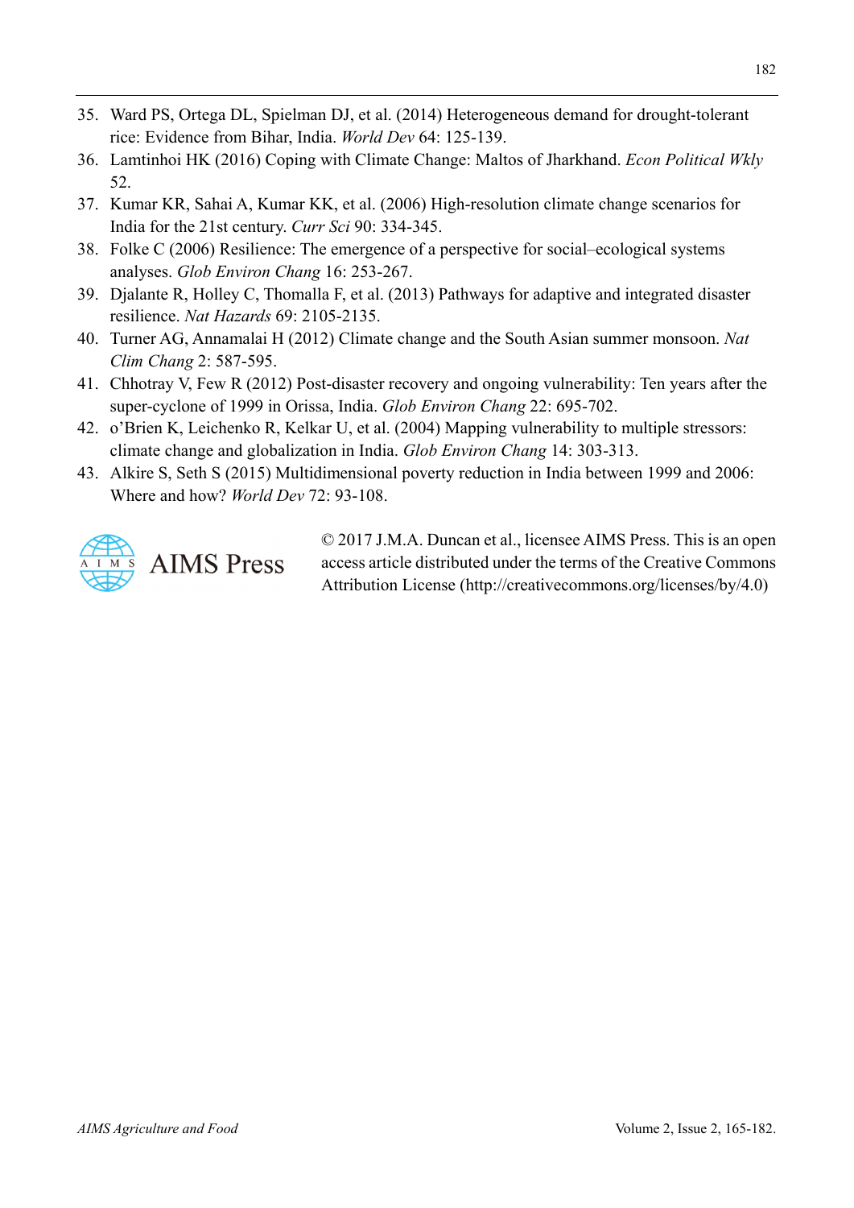35. Ward PS, Ortega DL, Spielman DJ, et al. (2014) Heterogeneous demand for drought-tolerant rice: Evidence from Bihar, India. *World Dev* 64: 125-139.
36. Lamtinhoi HK (2016) Coping with Climate Change: Maltos of Jharkhand. *Econ Political Wkly* 52.
37. Kumar KR, Sahai A, Kumar KK, et al. (2006) High-resolution climate change scenarios for India for the 21st century. *Curr Sci* 90: 334-345.
38. Folke C (2006) Resilience: The emergence of a perspective for social–ecological systems analyses. *Glob Environ Chang* 16: 253-267.
39. Djalante R, Holley C, Thomalla F, et al. (2013) Pathways for adaptive and integrated disaster resilience. *Nat Hazards* 69: 2105-2135.
40. Turner AG, Annamalai H (2012) Climate change and the South Asian summer monsoon. *Nat Clim Chang* 2: 587-595.
41. Chhotray V, Few R (2012) Post-disaster recovery and ongoing vulnerability: Ten years after the super-cyclone of 1999 in Orissa, India. *Glob Environ Chang* 22: 695-702.
42. o'Brien K, Leichenko R, Kelkar U, et al. (2004) Mapping vulnerability to multiple stressors: climate change and globalization in India. *Glob Environ Chang* 14: 303-313.
43. Alkire S, Seth S (2015) Multidimensional poverty reduction in India between 1999 and 2006: Where and how? *World Dev* 72: 93-108.

AIMS Press

© 2017 J.M.A. Duncan et al., licensee AIMS Press. This is an open access article distributed under the terms of the Creative Commons Attribution License (http://creativecommons.org/licenses/by/4.0)